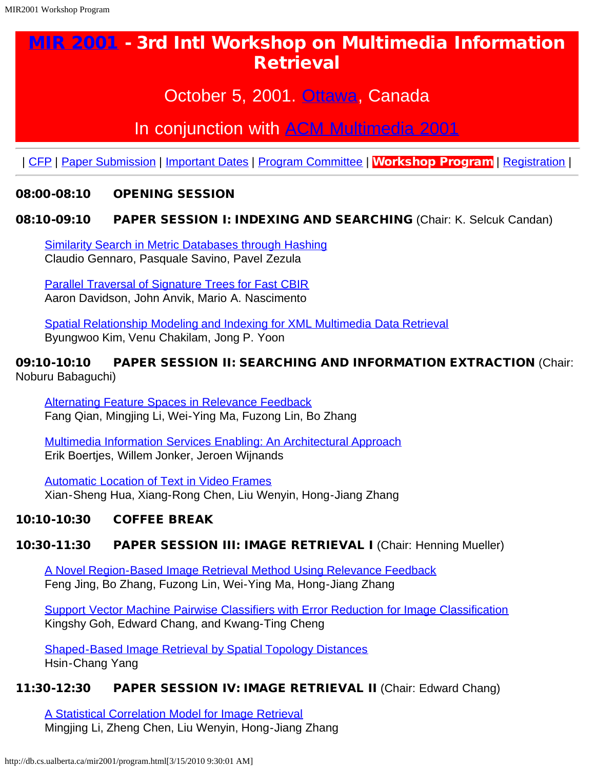# MIR 2001 - 3rd Intl Workshop on Multimedia Information Retrieval

## October 5, 2001. Ottawa, Canada

## In conjunction with ACM Multimedia 2001

| CFP | Paper Submission | Important Dates | Program Committee | **Workshop Program** | Registration |

---

**08:00-08:10 OPENING SESSION**

**08:10-09:10 PAPER SESSION I: INDEXING AND SEARCHING** (Chair: K. Selcuk Candan)

> Similarity Search in Metric Databases through Hashing
> Claudio Gennaro, Pasquale Savino, Pavel Zezula
>
> Parallel Traversal of Signature Trees for Fast CBIR
> Aaron Davidson, John Anvik, Mario A. Nascimento
>
> Spatial Relationship Modeling and Indexing for XML Multimedia Data Retrieval
> Byungwoo Kim, Venu Chakilam, Jong P. Yoon

**09:10-10:10 PAPER SESSION II: SEARCHING AND INFORMATION EXTRACTION** (Chair: Noburu Babaguchi)

> Alternating Feature Spaces in Relevance Feedback
> Fang Qian, Mingjing Li, Wei-Ying Ma, Fuzong Lin, Bo Zhang
>
> Multimedia Information Services Enabling: An Architectural Approach
> Erik Boertjes, Willem Jonker, Jeroen Wijnands
>
> Automatic Location of Text in Video Frames
> Xian-Sheng Hua, Xiang-Rong Chen, Liu Wenyin, Hong-Jiang Zhang

**10:10-10:30 COFFEE BREAK**

**10:30-11:30 PAPER SESSION III: IMAGE RETRIEVAL I** (Chair: Henning Mueller)

> A Novel Region-Based Image Retrieval Method Using Relevance Feedback
> Feng Jing, Bo Zhang, Fuzong Lin, Wei-Ying Ma, Hong-Jiang Zhang
>
> Support Vector Machine Pairwise Classifiers with Error Reduction for Image Classification
> Kingshy Goh, Edward Chang, and Kwang-Ting Cheng
>
> Shaped-Based Image Retrieval by Spatial Topology Distances
> Hsin-Chang Yang

**11:30-12:30 PAPER SESSION IV: IMAGE RETRIEVAL II** (Chair: Edward Chang)

> A Statistical Correlation Model for Image Retrieval
> Mingjing Li, Zheng Chen, Liu Wenyin, Hong-Jiang Zhang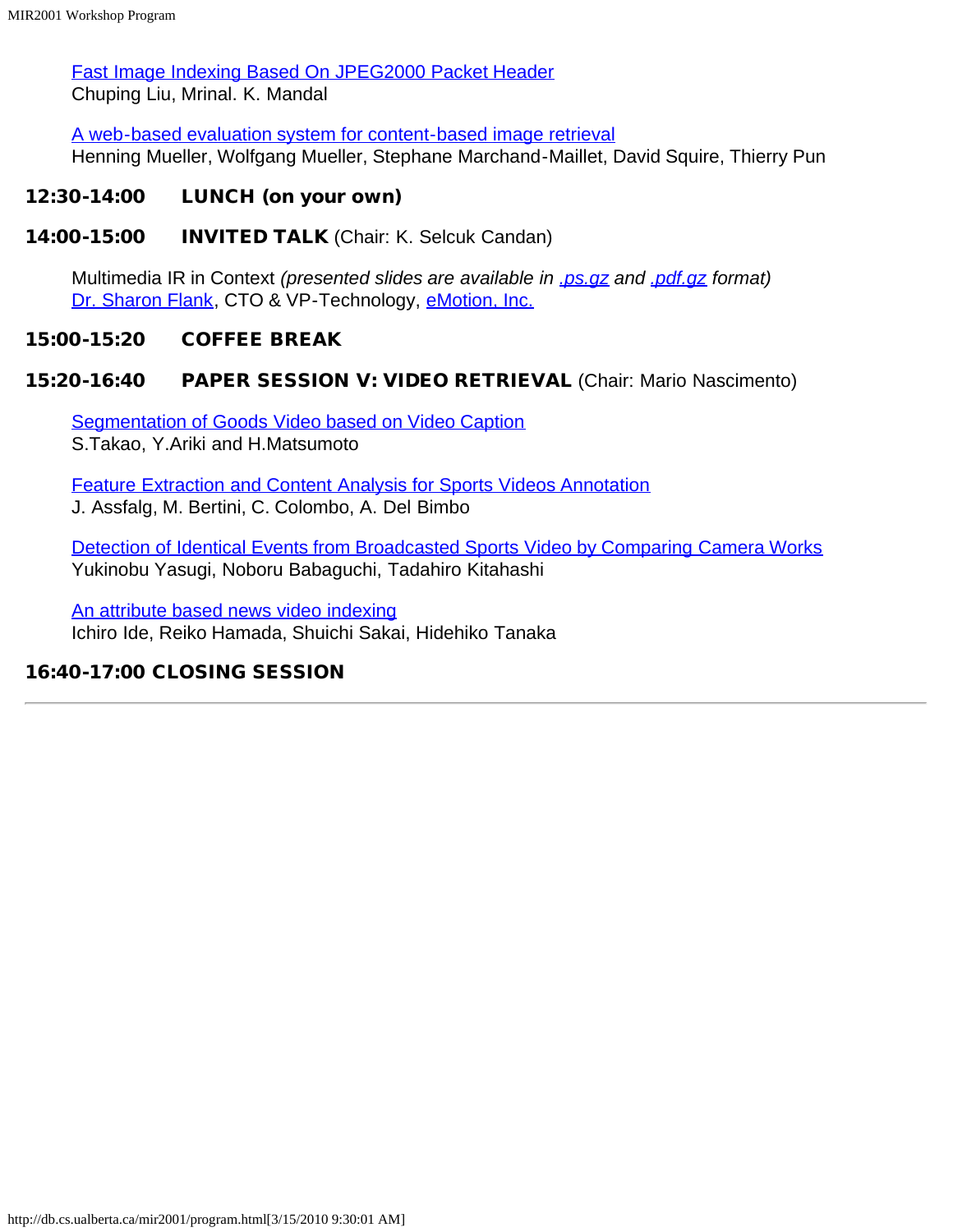Fast Image Indexing Based On JPEG2000 Packet Header
Chuping Liu, Mrinal. K. Mandal

A web-based evaluation system for content-based image retrieval
Henning Mueller, Wolfgang Mueller, Stephane Marchand-Maillet, David Squire, Thierry Pun

### 12:30-14:00 LUNCH (on your own)

### 14:00-15:00 INVITED TALK (Chair: K. Selcuk Candan)

Multimedia IR in Context *(presented slides are available in .ps.gz and .pdf.gz format)*
Dr. Sharon Flank, CTO & VP-Technology, eMotion, Inc.

### 15:00-15:20 COFFEE BREAK

### 15:20-16:40 PAPER SESSION V: VIDEO RETRIEVAL (Chair: Mario Nascimento)

Segmentation of Goods Video based on Video Caption
S.Takao, Y.Ariki and H.Matsumoto

Feature Extraction and Content Analysis for Sports Videos Annotation
J. Assfalg, M. Bertini, C. Colombo, A. Del Bimbo

Detection of Identical Events from Broadcasted Sports Video by Comparing Camera Works
Yukinobu Yasugi, Noboru Babaguchi, Tadahiro Kitahashi

An attribute based news video indexing
Ichiro Ide, Reiko Hamada, Shuichi Sakai, Hidehiko Tanaka

### 16:40-17:00 CLOSING SESSION

---